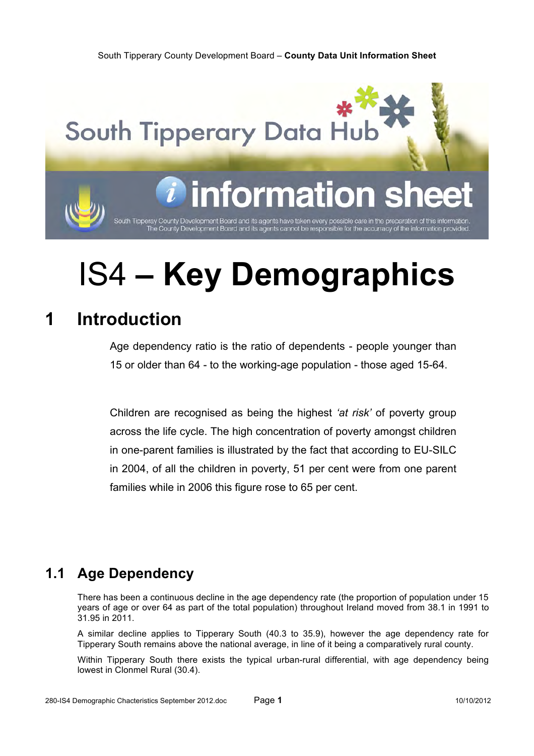# IS4 – **Key Demographics**

## 1 Introduction

Age dependency ratio is the ratio of dependents - people younger than 15 or older than 64 - to the working-age population - those aged 15-64.

Children are recognised as being the highest *'at risk'* of poverty group across the life cycle. The high concentration of poverty amongst children in one-parent families is illustrated by the fact that according to EU-SILC in 2004, of all the children in poverty, 51 per cent were from one parent families while in 2006 this figure rose to 65 per cent.

### 1.1 Age Dependency

There has been a continuous decline in the age dependency rate (the proportion of population under 15 years of age or over 64 as part of the total population) throughout Ireland moved from 38.1 in 1991 to 31.95 in 2011.

A similar decline applies to Tipperary South (40.3 to 35.9), however the age dependency rate for Tipperary South remains above the national average, in line of it being a comparatively rural county.

Within Tipperary South there exists the typical urban-rural differential, with age dependency being lowest in Clonmel Rural (30.4).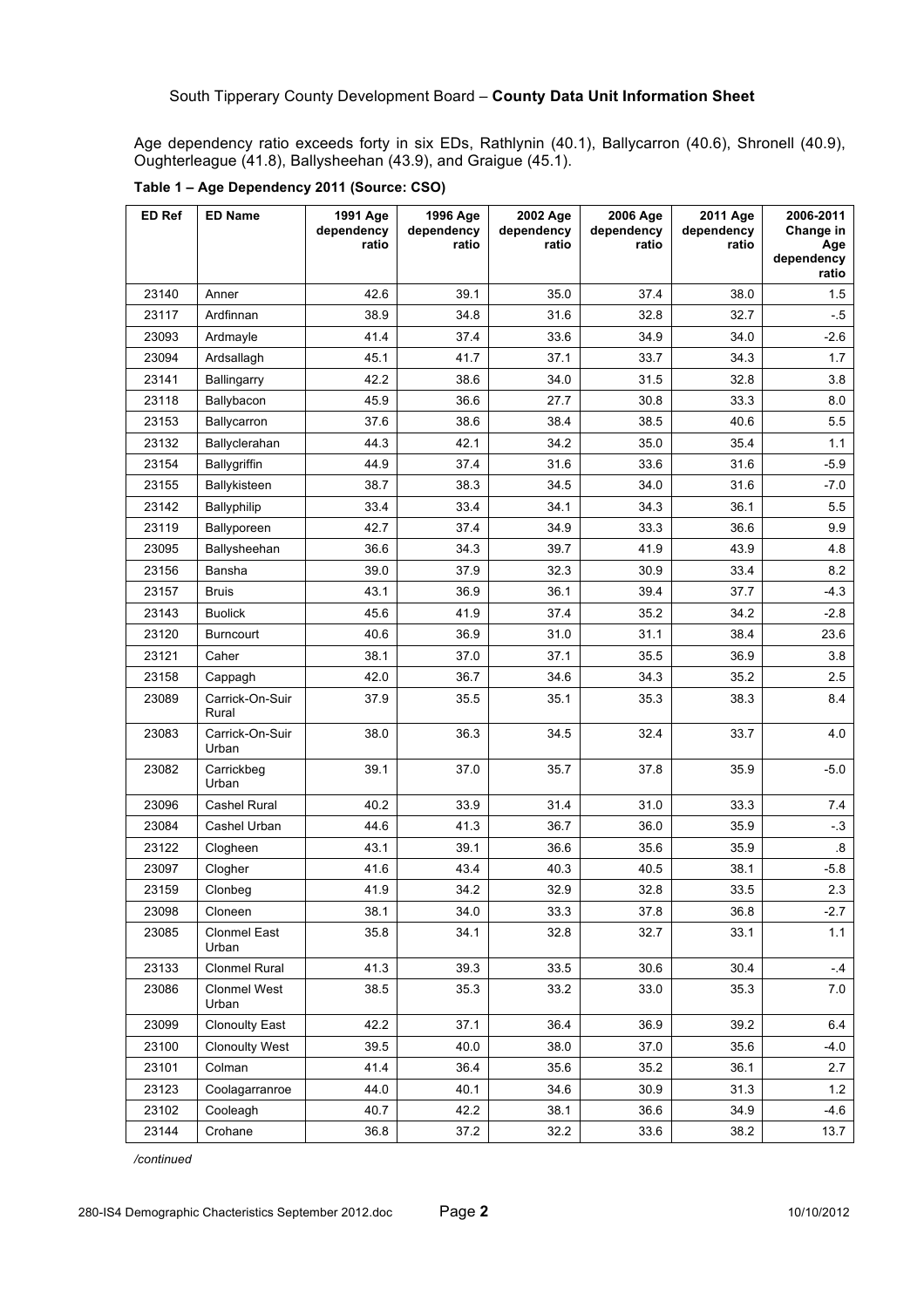Age dependency ratio exceeds forty in six EDs, Rathlynin (40.1), Ballycarron (40.6), Shronell (40.9), Oughterleague (41.8), Ballysheehan (43.9), and Graigue (45.1).

**Table 1 – Age Dependency 2011 (Source: CSO)**

| ED Ref | ED Name | 1991 Age dependency ratio | 1996 Age dependency ratio | 2002 Age dependency ratio | 2006 Age dependency ratio | 2011 Age dependency ratio | 2006-2011 Change in Age dependency ratio |
|---|---|---|---|---|---|---|---|
| 23140 | Anner | 42.6 | 39.1 | 35.0 | 37.4 | 38.0 | 1.5 |
| 23117 | Ardfinnan | 38.9 | 34.8 | 31.6 | 32.8 | 32.7 | -.5 |
| 23093 | Ardmayle | 41.4 | 37.4 | 33.6 | 34.9 | 34.0 | -2.6 |
| 23094 | Ardsallagh | 45.1 | 41.7 | 37.1 | 33.7 | 34.3 | 1.7 |
| 23141 | Ballingarry | 42.2 | 38.6 | 34.0 | 31.5 | 32.8 | 3.8 |
| 23118 | Ballybacon | 45.9 | 36.6 | 27.7 | 30.8 | 33.3 | 8.0 |
| 23153 | Ballycarron | 37.6 | 38.6 | 38.4 | 38.5 | 40.6 | 5.5 |
| 23132 | Ballyclerahan | 44.3 | 42.1 | 34.2 | 35.0 | 35.4 | 1.1 |
| 23154 | Ballygriffin | 44.9 | 37.4 | 31.6 | 33.6 | 31.6 | -5.9 |
| 23155 | Ballykisteen | 38.7 | 38.3 | 34.5 | 34.0 | 31.6 | -7.0 |
| 23142 | Ballyphilip | 33.4 | 33.4 | 34.1 | 34.3 | 36.1 | 5.5 |
| 23119 | Ballyporeen | 42.7 | 37.4 | 34.9 | 33.3 | 36.6 | 9.9 |
| 23095 | Ballysheehan | 36.6 | 34.3 | 39.7 | 41.9 | 43.9 | 4.8 |
| 23156 | Bansha | 39.0 | 37.9 | 32.3 | 30.9 | 33.4 | 8.2 |
| 23157 | Bruis | 43.1 | 36.9 | 36.1 | 39.4 | 37.7 | -4.3 |
| 23143 | Buolick | 45.6 | 41.9 | 37.4 | 35.2 | 34.2 | -2.8 |
| 23120 | Burncourt | 40.6 | 36.9 | 31.0 | 31.1 | 38.4 | 23.6 |
| 23121 | Caher | 38.1 | 37.0 | 37.1 | 35.5 | 36.9 | 3.8 |
| 23158 | Cappagh | 42.0 | 36.7 | 34.6 | 34.3 | 35.2 | 2.5 |
| 23089 | Carrick-On-Suir Rural | 37.9 | 35.5 | 35.1 | 35.3 | 38.3 | 8.4 |
| 23083 | Carrick-On-Suir Urban | 38.0 | 36.3 | 34.5 | 32.4 | 33.7 | 4.0 |
| 23082 | Carrickbeg Urban | 39.1 | 37.0 | 35.7 | 37.8 | 35.9 | -5.0 |
| 23096 | Cashel Rural | 40.2 | 33.9 | 31.4 | 31.0 | 33.3 | 7.4 |
| 23084 | Cashel Urban | 44.6 | 41.3 | 36.7 | 36.0 | 35.9 | -.3 |
| 23122 | Clogheen | 43.1 | 39.1 | 36.6 | 35.6 | 35.9 | .8 |
| 23097 | Clogher | 41.6 | 43.4 | 40.3 | 40.5 | 38.1 | -5.8 |
| 23159 | Clonbeg | 41.9 | 34.2 | 32.9 | 32.8 | 33.5 | 2.3 |
| 23098 | Cloneen | 38.1 | 34.0 | 33.3 | 37.8 | 36.8 | -2.7 |
| 23085 | Clonmel East Urban | 35.8 | 34.1 | 32.8 | 32.7 | 33.1 | 1.1 |
| 23133 | Clonmel Rural | 41.3 | 39.3 | 33.5 | 30.6 | 30.4 | -.4 |
| 23086 | Clonmel West Urban | 38.5 | 35.3 | 33.2 | 33.0 | 35.3 | 7.0 |
| 23099 | Clonoulty East | 42.2 | 37.1 | 36.4 | 36.9 | 39.2 | 6.4 |
| 23100 | Clonoulty West | 39.5 | 40.0 | 38.0 | 37.0 | 35.6 | -4.0 |
| 23101 | Colman | 41.4 | 36.4 | 35.6 | 35.2 | 36.1 | 2.7 |
| 23123 | Coolagarranroe | 44.0 | 40.1 | 34.6 | 30.9 | 31.3 | 1.2 |
| 23102 | Cooleagh | 40.7 | 42.2 | 38.1 | 36.6 | 34.9 | -4.6 |
| 23144 | Crohane | 36.8 | 37.2 | 32.2 | 33.6 | 38.2 | 13.7 |

*/continued*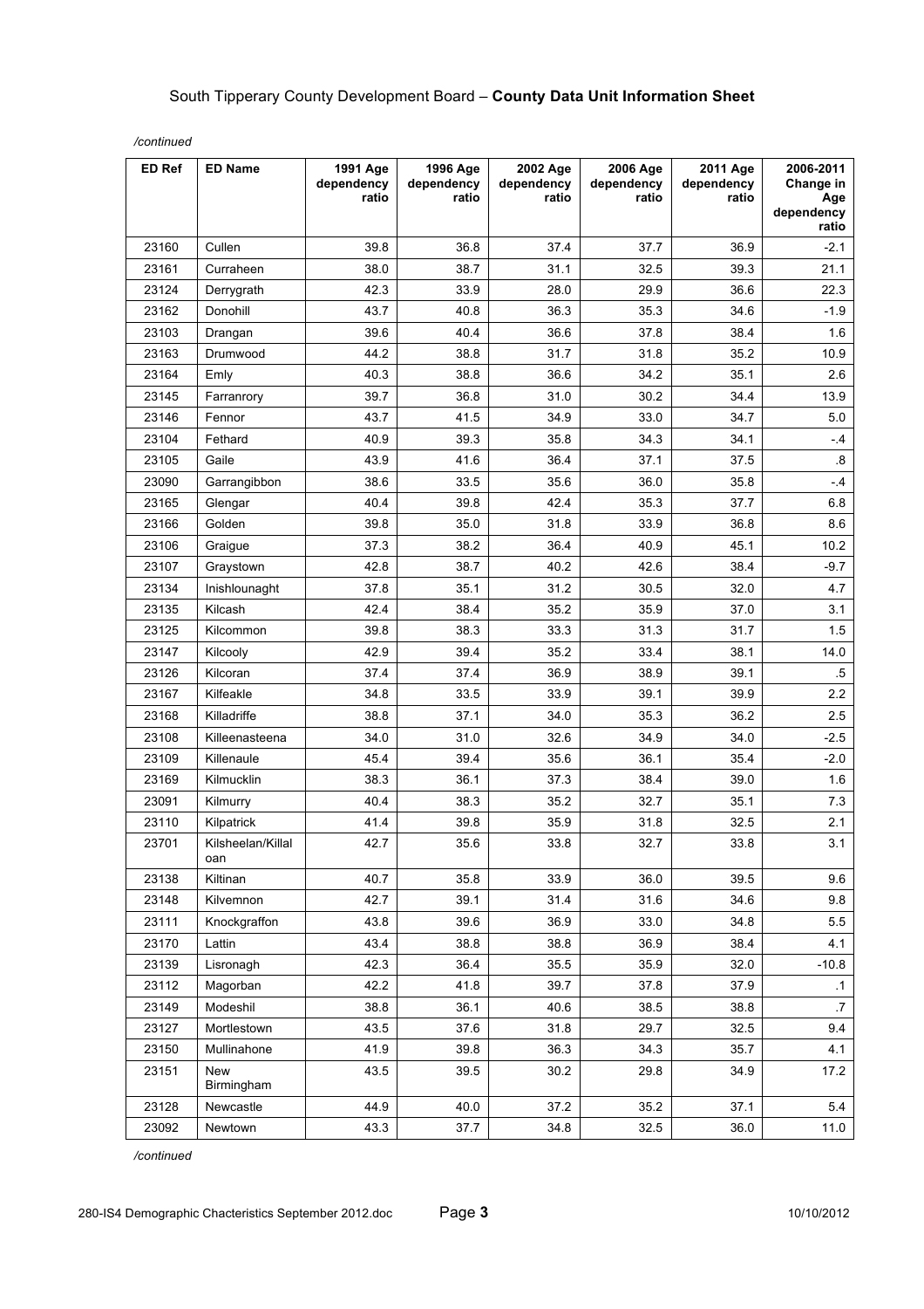*/continued*

| ED Ref | ED Name | 1991 Age dependency ratio | 1996 Age dependency ratio | 2002 Age dependency ratio | 2006 Age dependency ratio | 2011 Age dependency ratio | 2006-2011 Change in Age dependency ratio |
|---|---|---|---|---|---|---|---|
| 23160 | Cullen | 39.8 | 36.8 | 37.4 | 37.7 | 36.9 | -2.1 |
| 23161 | Curraheen | 38.0 | 38.7 | 31.1 | 32.5 | 39.3 | 21.1 |
| 23124 | Derrygrath | 42.3 | 33.9 | 28.0 | 29.9 | 36.6 | 22.3 |
| 23162 | Donohill | 43.7 | 40.8 | 36.3 | 35.3 | 34.6 | -1.9 |
| 23103 | Drangan | 39.6 | 40.4 | 36.6 | 37.8 | 38.4 | 1.6 |
| 23163 | Drumwood | 44.2 | 38.8 | 31.7 | 31.8 | 35.2 | 10.9 |
| 23164 | Emly | 40.3 | 38.8 | 36.6 | 34.2 | 35.1 | 2.6 |
| 23145 | Farranrory | 39.7 | 36.8 | 31.0 | 30.2 | 34.4 | 13.9 |
| 23146 | Fennor | 43.7 | 41.5 | 34.9 | 33.0 | 34.7 | 5.0 |
| 23104 | Fethard | 40.9 | 39.3 | 35.8 | 34.3 | 34.1 | -.4 |
| 23105 | Gaile | 43.9 | 41.6 | 36.4 | 37.1 | 37.5 | .8 |
| 23090 | Garrangibbon | 38.6 | 33.5 | 35.6 | 36.0 | 35.8 | -.4 |
| 23165 | Glengar | 40.4 | 39.8 | 42.4 | 35.3 | 37.7 | 6.8 |
| 23166 | Golden | 39.8 | 35.0 | 31.8 | 33.9 | 36.8 | 8.6 |
| 23106 | Graigue | 37.3 | 38.2 | 36.4 | 40.9 | 45.1 | 10.2 |
| 23107 | Graystown | 42.8 | 38.7 | 40.2 | 42.6 | 38.4 | -9.7 |
| 23134 | Inishlounaght | 37.8 | 35.1 | 31.2 | 30.5 | 32.0 | 4.7 |
| 23135 | Kilcash | 42.4 | 38.4 | 35.2 | 35.9 | 37.0 | 3.1 |
| 23125 | Kilcommon | 39.8 | 38.3 | 33.3 | 31.3 | 31.7 | 1.5 |
| 23147 | Kilcooly | 42.9 | 39.4 | 35.2 | 33.4 | 38.1 | 14.0 |
| 23126 | Kilcoran | 37.4 | 37.4 | 36.9 | 38.9 | 39.1 | .5 |
| 23167 | Kilfeakle | 34.8 | 33.5 | 33.9 | 39.1 | 39.9 | 2.2 |
| 23168 | Killadriffe | 38.8 | 37.1 | 34.0 | 35.3 | 36.2 | 2.5 |
| 23108 | Killeenasteena | 34.0 | 31.0 | 32.6 | 34.9 | 34.0 | -2.5 |
| 23109 | Killenaule | 45.4 | 39.4 | 35.6 | 36.1 | 35.4 | -2.0 |
| 23169 | Kilmucklin | 38.3 | 36.1 | 37.3 | 38.4 | 39.0 | 1.6 |
| 23091 | Kilmurry | 40.4 | 38.3 | 35.2 | 32.7 | 35.1 | 7.3 |
| 23110 | Kilpatrick | 41.4 | 39.8 | 35.9 | 31.8 | 32.5 | 2.1 |
| 23701 | Kilsheelan/Killaloan | 42.7 | 35.6 | 33.8 | 32.7 | 33.8 | 3.1 |
| 23138 | Kiltinan | 40.7 | 35.8 | 33.9 | 36.0 | 39.5 | 9.6 |
| 23148 | Kilvemnon | 42.7 | 39.1 | 31.4 | 31.6 | 34.6 | 9.8 |
| 23111 | Knockgraffon | 43.8 | 39.6 | 36.9 | 33.0 | 34.8 | 5.5 |
| 23170 | Lattin | 43.4 | 38.8 | 38.8 | 36.9 | 38.4 | 4.1 |
| 23139 | Lisronagh | 42.3 | 36.4 | 35.5 | 35.9 | 32.0 | -10.8 |
| 23112 | Magorban | 42.2 | 41.8 | 39.7 | 37.8 | 37.9 | .1 |
| 23149 | Modeshil | 38.8 | 36.1 | 40.6 | 38.5 | 38.8 | .7 |
| 23127 | Mortlestown | 43.5 | 37.6 | 31.8 | 29.7 | 32.5 | 9.4 |
| 23150 | Mullinahone | 41.9 | 39.8 | 36.3 | 34.3 | 35.7 | 4.1 |
| 23151 | New Birmingham | 43.5 | 39.5 | 30.2 | 29.8 | 34.9 | 17.2 |
| 23128 | Newcastle | 44.9 | 40.0 | 37.2 | 35.2 | 37.1 | 5.4 |
| 23092 | Newtown | 43.3 | 37.7 | 34.8 | 32.5 | 36.0 | 11.0 |

*/continued*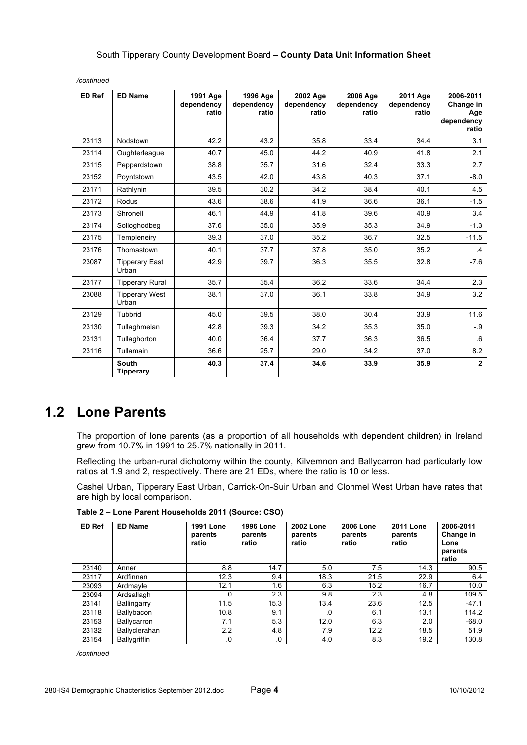*/continued*

| ED Ref | ED Name | 1991 Age dependency ratio | 1996 Age dependency ratio | 2002 Age dependency ratio | 2006 Age dependency ratio | 2011 Age dependency ratio | 2006-2011 Change in Age dependency ratio |
|---|---|---|---|---|---|---|---|
| 23113 | Nodstown | 42.2 | 43.2 | 35.8 | 33.4 | 34.4 | 3.1 |
| 23114 | Oughterleague | 40.7 | 45.0 | 44.2 | 40.9 | 41.8 | 2.1 |
| 23115 | Peppardstown | 38.8 | 35.7 | 31.6 | 32.4 | 33.3 | 2.7 |
| 23152 | Poyntstown | 43.5 | 42.0 | 43.8 | 40.3 | 37.1 | -8.0 |
| 23171 | Rathlynin | 39.5 | 30.2 | 34.2 | 38.4 | 40.1 | 4.5 |
| 23172 | Rodus | 43.6 | 38.6 | 41.9 | 36.6 | 36.1 | -1.5 |
| 23173 | Shronell | 46.1 | 44.9 | 41.8 | 39.6 | 40.9 | 3.4 |
| 23174 | Solloghodbeg | 37.6 | 35.0 | 35.9 | 35.3 | 34.9 | -1.3 |
| 23175 | Templeneiry | 39.3 | 37.0 | 35.2 | 36.7 | 32.5 | -11.5 |
| 23176 | Thomastown | 40.1 | 37.7 | 37.8 | 35.0 | 35.2 | .4 |
| 23087 | Tipperary East Urban | 42.9 | 39.7 | 36.3 | 35.5 | 32.8 | -7.6 |
| 23177 | Tipperary Rural | 35.7 | 35.4 | 36.2 | 33.6 | 34.4 | 2.3 |
| 23088 | Tipperary West Urban | 38.1 | 37.0 | 36.1 | 33.8 | 34.9 | 3.2 |
| 23129 | Tubbrid | 45.0 | 39.5 | 38.0 | 30.4 | 33.9 | 11.6 |
| 23130 | Tullaghmelan | 42.8 | 39.3 | 34.2 | 35.3 | 35.0 | -.9 |
| 23131 | Tullaghorton | 40.0 | 36.4 | 37.7 | 36.3 | 36.5 | .6 |
| 23116 | Tullamain | 36.6 | 25.7 | 29.0 | 34.2 | 37.0 | 8.2 |
| | **South Tipperary** | **40.3** | **37.4** | **34.6** | **33.9** | **35.9** | **2** |

## 1.2 Lone Parents

The proportion of lone parents (as a proportion of all households with dependent children) in Ireland grew from 10.7% in 1991 to 25.7% nationally in 2011.

Reflecting the urban-rural dichotomy within the county, Kilvemnon and Ballycarron had particularly low ratios at 1.9 and 2, respectively. There are 21 EDs, where the ratio is 10 or less.

Cashel Urban, Tipperary East Urban, Carrick-On-Suir Urban and Clonmel West Urban have rates that are high by local comparison.

**Table 2 – Lone Parent Households 2011 (Source: CSO)**

| ED Ref | ED Name | 1991 Lone parents ratio | 1996 Lone parents ratio | 2002 Lone parents ratio | 2006 Lone parents ratio | 2011 Lone parents ratio | 2006-2011 Change in Lone parents ratio |
|---|---|---|---|---|---|---|---|
| 23140 | Anner | 8.8 | 14.7 | 5.0 | 7.5 | 14.3 | 90.5 |
| 23117 | Ardfinnan | 12.3 | 9.4 | 18.3 | 21.5 | 22.9 | 6.4 |
| 23093 | Ardmayle | 12.1 | 1.6 | 6.3 | 15.2 | 16.7 | 10.0 |
| 23094 | Ardsallagh | .0 | 2.3 | 9.8 | 2.3 | 4.8 | 109.5 |
| 23141 | Ballingarry | 11.5 | 15.3 | 13.4 | 23.6 | 12.5 | -47.1 |
| 23118 | Ballybacon | 10.8 | 9.1 | .0 | 6.1 | 13.1 | 114.2 |
| 23153 | Ballycarron | 7.1 | 5.3 | 12.0 | 6.3 | 2.0 | -68.0 |
| 23132 | Ballyclerahan | 2.2 | 4.8 | 7.9 | 12.2 | 18.5 | 51.9 |
| 23154 | Ballygriffin | .0 | .0 | 4.0 | 8.3 | 19.2 | 130.8 |

*/continued*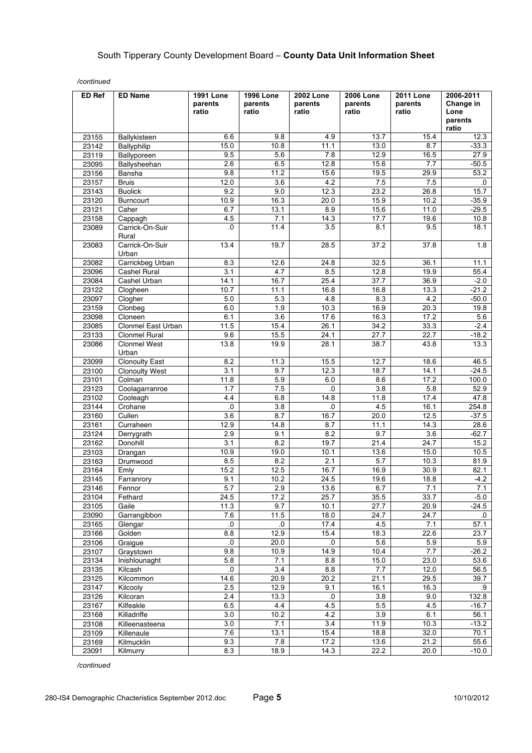*/continued*

| ED Ref | ED Name | 1991 Lone parents ratio | 1996 Lone parents ratio | 2002 Lone parents ratio | 2006 Lone parents ratio | 2011 Lone parents ratio | 2006-2011 Change in Lone parents ratio |
|---|---|---|---|---|---|---|---|
| 23155 | Ballykisteen | 6.6 | 9.8 | 4.9 | 13.7 | 15.4 | 12.3 |
| 23142 | Ballyphilip | 15.0 | 10.8 | 11.1 | 13.0 | 8.7 | -33.3 |
| 23119 | Ballyporeen | 9.5 | 5.6 | 7.8 | 12.9 | 16.5 | 27.9 |
| 23095 | Ballysheehan | 2.6 | 6.5 | 12.8 | 15.6 | 7.7 | -50.5 |
| 23156 | Bansha | 9.8 | 11.2 | 15.6 | 19.5 | 29.9 | 53.2 |
| 23157 | Bruis | 12.0 | 3.6 | 4.2 | 7.5 | 7.5 | .0 |
| 23143 | Buolick | 9.2 | 9.0 | 12.3 | 23.2 | 26.8 | 15.7 |
| 23120 | Burncourt | 10.9 | 16.3 | 20.0 | 15.9 | 10.2 | -35.9 |
| 23121 | Caher | 6.7 | 13.1 | 8.9 | 15.6 | 11.0 | -29.5 |
| 23158 | Cappagh | 4.5 | 7.1 | 14.3 | 17.7 | 19.6 | 10.8 |
| 23089 | Carrick-On-Suir Rural | .0 | 11.4 | 3.5 | 8.1 | 9.5 | 18.1 |
| 23083 | Carrick-On-Suir Urban | 13.4 | 19.7 | 28.5 | 37.2 | 37.8 | 1.8 |
| 23082 | Carrickbeg Urban | 8.3 | 12.6 | 24.8 | 32.5 | 36.1 | 11.1 |
| 23096 | Cashel Rural | 3.1 | 4.7 | 8.5 | 12.8 | 19.9 | 55.4 |
| 23084 | Cashel Urban | 14.1 | 16.7 | 25.4 | 37.7 | 36.9 | -2.0 |
| 23122 | Clogheen | 10.7 | 11.1 | 16.8 | 16.8 | 13.3 | -21.2 |
| 23097 | Clogher | 5.0 | 5.3 | 4.8 | 8.3 | 4.2 | -50.0 |
| 23159 | Clonbeg | 6.0 | 1.9 | 10.3 | 16.9 | 20.3 | 19.8 |
| 23098 | Cloneen | 6.1 | 3.6 | 17.6 | 16.3 | 17.2 | 5.6 |
| 23085 | Clonmel East Urban | 11.5 | 15.4 | 26.1 | 34.2 | 33.3 | -2.4 |
| 23133 | Clonmel Rural | 9.6 | 15.5 | 24.1 | 27.7 | 22.7 | -18.2 |
| 23086 | Clonmel West Urban | 13.8 | 19.9 | 28.1 | 38.7 | 43.8 | 13.3 |
| 23099 | Clonoulty East | 8.2 | 11.3 | 15.5 | 12.7 | 18.6 | 46.5 |
| 23100 | Clonoulty West | 3.1 | 9.7 | 12.3 | 18.7 | 14.1 | -24.5 |
| 23101 | Colman | 11.8 | 5.9 | 6.0 | 8.6 | 17.2 | 100.0 |
| 23123 | Coolagarranroe | 1.7 | 7.5 | .0 | 3.8 | 5.8 | 52.9 |
| 23102 | Cooleagh | 4.4 | 6.8 | 14.8 | 11.8 | 17.4 | 47.8 |
| 23144 | Crohane | .0 | 3.8 | .0 | 4.5 | 16.1 | 254.8 |
| 23160 | Cullen | 3.6 | 8.7 | 16.7 | 20.0 | 12.5 | -37.5 |
| 23161 | Curraheen | 12.9 | 14.8 | 8.7 | 11.1 | 14.3 | 28.6 |
| 23124 | Derrygrath | 2.9 | 9.1 | 8.2 | 9.7 | 3.6 | -62.7 |
| 23162 | Donohill | 3.1 | 8.2 | 19.7 | 21.4 | 24.7 | 15.2 |
| 23103 | Drangan | 10.9 | 19.0 | 10.1 | 13.6 | 15.0 | 10.5 |
| 23163 | Drumwood | 8.5 | 8.2 | 2.1 | 5.7 | 10.3 | 81.9 |
| 23164 | Emly | 15.2 | 12.5 | 16.7 | 16.9 | 30.9 | 82.1 |
| 23145 | Farranrory | 9.1 | 10.2 | 24.5 | 19.6 | 18.8 | -4.2 |
| 23146 | Fennor | 5.7 | 2.9 | 13.6 | 6.7 | 7.1 | 7.1 |
| 23104 | Fethard | 24.5 | 17.2 | 25.7 | 35.5 | 33.7 | -5.0 |
| 23105 | Gaile | 11.3 | 9.7 | 10.1 | 27.7 | 20.9 | -24.5 |
| 23090 | Garrangibbon | 7.6 | 11.5 | 18.0 | 24.7 | 24.7 | .0 |
| 23165 | Glengar | .0 | .0 | 17.4 | 4.5 | 7.1 | 57.1 |
| 23166 | Golden | 8.8 | 12.9 | 15.4 | 18.3 | 22.6 | 23.7 |
| 23106 | Graigue | .0 | 20.0 | .0 | 5.6 | 5.9 | 5.9 |
| 23107 | Graystown | 9.8 | 10.9 | 14.9 | 10.4 | 7.7 | -26.2 |
| 23134 | Inishlounaght | 5.8 | 7.1 | 8.8 | 15.0 | 23.0 | 53.6 |
| 23135 | Kilcash | .0 | 3.4 | 8.8 | 7.7 | 12.0 | 56.5 |
| 23125 | Kilcommon | 14.6 | 20.9 | 20.2 | 21.1 | 29.5 | 39.7 |
| 23147 | Kilcooly | 2.5 | 12.9 | 9.1 | 16.1 | 16.3 | .9 |
| 23126 | Kilcoran | 2.4 | 13.3 | .0 | 3.8 | 9.0 | 132.8 |
| 23167 | Kilfeakle | 6.5 | 4.4 | 4.5 | 5.5 | 4.5 | -16.7 |
| 23168 | Killadriffe | 3.0 | 10.2 | 4.2 | 3.9 | 6.1 | 56.1 |
| 23108 | Killeenasteena | 3.0 | 7.1 | 3.4 | 11.9 | 10.3 | -13.2 |
| 23109 | Killenaule | 7.6 | 13.1 | 15.4 | 18.8 | 32.0 | 70.1 |
| 23169 | Kilmucklin | 9.3 | 7.8 | 17.2 | 13.6 | 21.2 | 55.6 |
| 23091 | Kilmurry | 8.3 | 18.9 | 14.3 | 22.2 | 20.0 | -10.0 |

*/continued*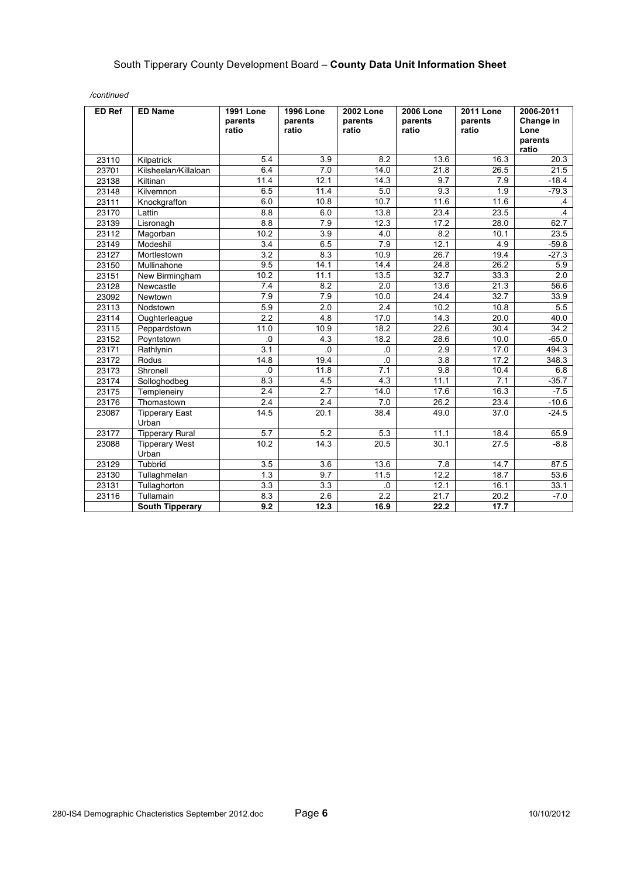*/continued*

| ED Ref | ED Name | 1991 Lone parents ratio | 1996 Lone parents ratio | 2002 Lone parents ratio | 2006 Lone parents ratio | 2011 Lone parents ratio | 2006-2011 Change in Lone parents ratio |
|---|---|---|---|---|---|---|---|
| 23110 | Kilpatrick | 5.4 | 3.9 | 8.2 | 13.6 | 16.3 | 20.3 |
| 23701 | Kilsheelan/Killaloan | 6.4 | 7.0 | 14.0 | 21.8 | 26.5 | 21.5 |
| 23138 | Kiltinan | 11.4 | 12.1 | 14.3 | 9.7 | 7.9 | -18.4 |
| 23148 | Kilvemnon | 6.5 | 11.4 | 5.0 | 9.3 | 1.9 | -79.3 |
| 23111 | Knockgraffon | 6.0 | 10.8 | 10.7 | 11.6 | 11.6 | .4 |
| 23170 | Lattin | 8.8 | 6.0 | 13.8 | 23.4 | 23.5 | .4 |
| 23139 | Lisronagh | 8.8 | 7.9 | 12.3 | 17.2 | 28.0 | 62.7 |
| 23112 | Magorban | 10.2 | 3.9 | 4.0 | 8.2 | 10.1 | 23.5 |
| 23149 | Modeshil | 3.4 | 6.5 | 7.9 | 12.1 | 4.9 | -59.8 |
| 23127 | Mortlestown | 3.2 | 8.3 | 10.9 | 26.7 | 19.4 | -27.3 |
| 23150 | Mullinahone | 9.5 | 14.1 | 14.4 | 24.8 | 26.2 | 5.9 |
| 23151 | New Birmingham | 10.2 | 11.1 | 13.5 | 32.7 | 33.3 | 2.0 |
| 23128 | Newcastle | 7.4 | 8.2 | 2.0 | 13.6 | 21.3 | 56.6 |
| 23092 | Newtown | 7.9 | 7.9 | 10.0 | 24.4 | 32.7 | 33.9 |
| 23113 | Nodstown | 5.9 | 2.0 | 2.4 | 10.2 | 10.8 | 5.5 |
| 23114 | Oughterleague | 2.2 | 4.8 | 17.0 | 14.3 | 20.0 | 40.0 |
| 23115 | Peppardstown | 11.0 | 10.9 | 18.2 | 22.6 | 30.4 | 34.2 |
| 23152 | Poyntstown | .0 | 4.3 | 18.2 | 28.6 | 10.0 | -65.0 |
| 23171 | Rathlynin | 3.1 | .0 | .0 | 2.9 | 17.0 | 494.3 |
| 23172 | Rodus | 14.8 | 19.4 | .0 | 3.8 | 17.2 | 348.3 |
| 23173 | Shronell | .0 | 11.8 | 7.1 | 9.8 | 10.4 | 6.8 |
| 23174 | Solloghodbeg | 8.3 | 4.5 | 4.3 | 11.1 | 7.1 | -35.7 |
| 23175 | Templeneiry | 2.4 | 2.7 | 14.0 | 17.6 | 16.3 | -7.5 |
| 23176 | Thomastown | 2.4 | 2.4 | 7.0 | 26.2 | 23.4 | -10.6 |
| 23087 | Tipperary East Urban | 14.5 | 20.1 | 38.4 | 49.0 | 37.0 | -24.5 |
| 23177 | Tipperary Rural | 5.7 | 5.2 | 5.3 | 11.1 | 18.4 | 65.9 |
| 23088 | Tipperary West Urban | 10.2 | 14.3 | 20.5 | 30.1 | 27.5 | -8.8 |
| 23129 | Tubbrid | 3.5 | 3.6 | 13.6 | 7.8 | 14.7 | 87.5 |
| 23130 | Tullaghmelan | 1.3 | 9.7 | 11.5 | 12.2 | 18.7 | 53.6 |
| 23131 | Tullaghorton | 3.3 | 3.3 | .0 | 12.1 | 16.1 | 33.1 |
| 23116 | Tullamain | 8.3 | 2.6 | 2.2 | 21.7 | 20.2 | -7.0 |
| | **South Tipperary** | **9.2** | **12.3** | **16.9** | **22.2** | **17.7** | |